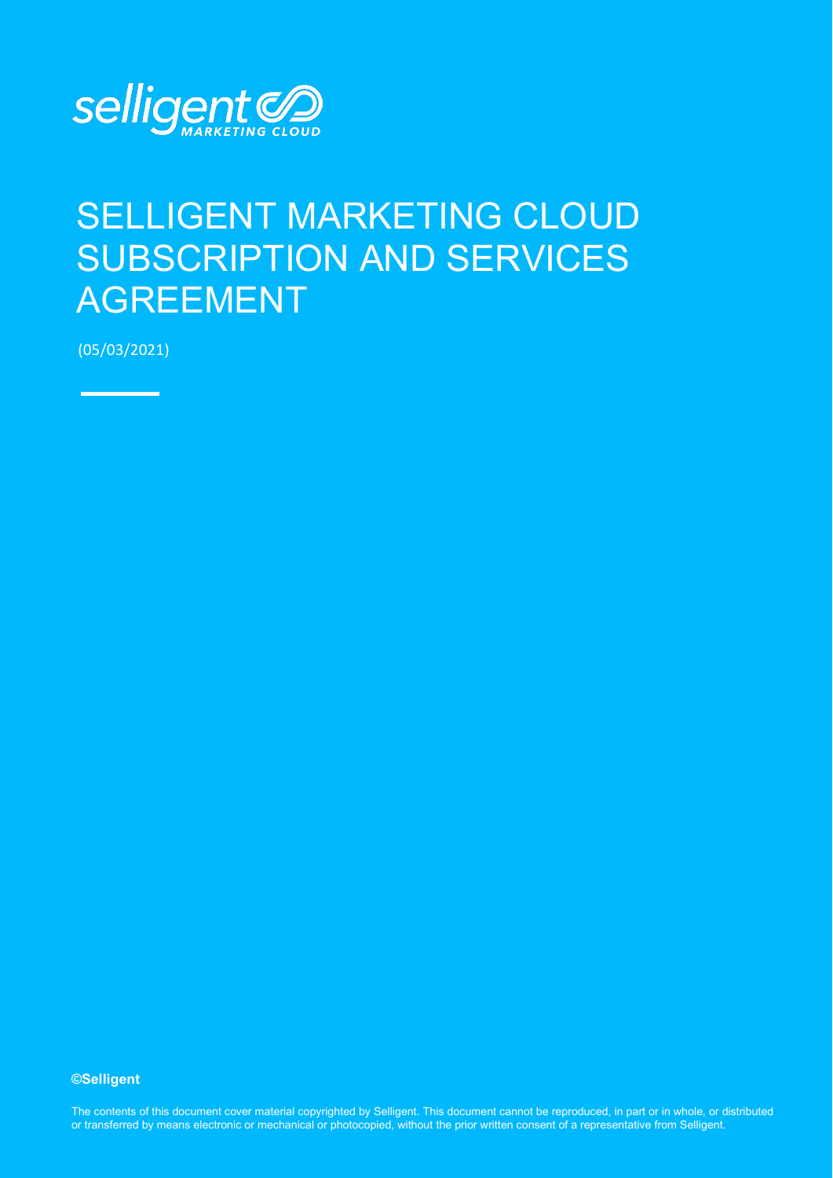selligent MARKETING CLOUD

# SELLIGENT MARKETING CLOUD SUBSCRIPTION AND SERVICES AGREEMENT

(05/03/2021)

**©Selligent**

The contents of this document cover material copyrighted by Selligent. This document cannot be reproduced, in part or in whole, or distributed or transferred by means electronic or mechanical or photocopied, without the prior written consent of a representative from Selligent.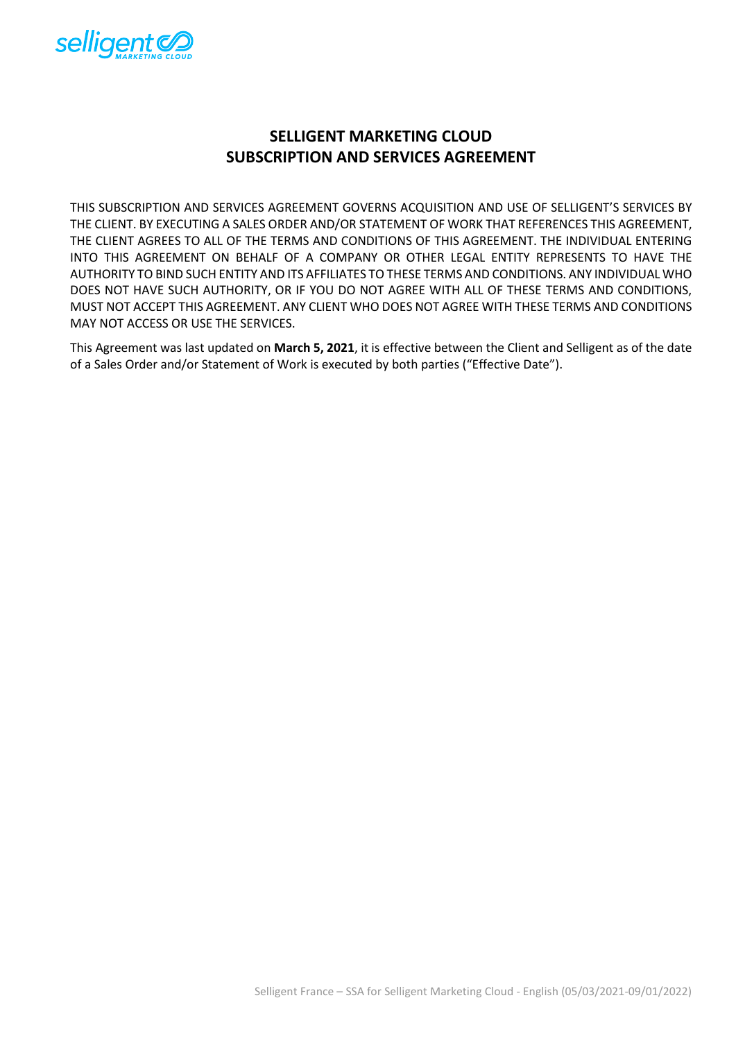# SELLIGENT MARKETING CLOUD
# SUBSCRIPTION AND SERVICES AGREEMENT

THIS SUBSCRIPTION AND SERVICES AGREEMENT GOVERNS ACQUISITION AND USE OF SELLIGENT'S SERVICES BY THE CLIENT. BY EXECUTING A SALES ORDER AND/OR STATEMENT OF WORK THAT REFERENCES THIS AGREEMENT, THE CLIENT AGREES TO ALL OF THE TERMS AND CONDITIONS OF THIS AGREEMENT. THE INDIVIDUAL ENTERING INTO THIS AGREEMENT ON BEHALF OF A COMPANY OR OTHER LEGAL ENTITY REPRESENTS TO HAVE THE AUTHORITY TO BIND SUCH ENTITY AND ITS AFFILIATES TO THESE TERMS AND CONDITIONS. ANY INDIVIDUAL WHO DOES NOT HAVE SUCH AUTHORITY, OR IF YOU DO NOT AGREE WITH ALL OF THESE TERMS AND CONDITIONS, MUST NOT ACCEPT THIS AGREEMENT. ANY CLIENT WHO DOES NOT AGREE WITH THESE TERMS AND CONDITIONS MAY NOT ACCESS OR USE THE SERVICES.

This Agreement was last updated on **March 5, 2021**, it is effective between the Client and Selligent as of the date of a Sales Order and/or Statement of Work is executed by both parties ("Effective Date").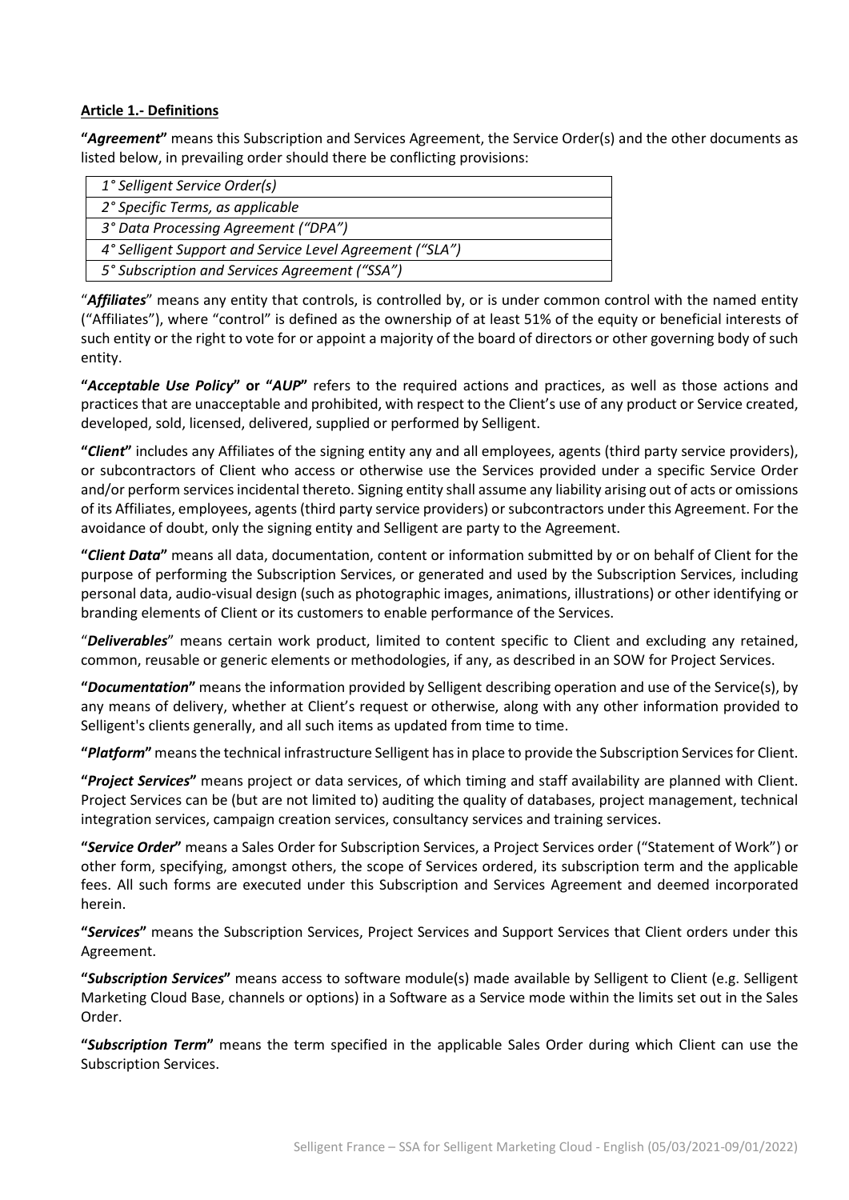**Article 1.- Definitions**

**"*Agreement*"** means this Subscription and Services Agreement, the Service Order(s) and the other documents as listed below, in prevailing order should there be conflicting provisions:

| |
|---|
| *1° Selligent Service Order(s)* |
| *2° Specific Terms, as applicable* |
| *3° Data Processing Agreement ("DPA")* |
| *4° Selligent Support and Service Level Agreement ("SLA")* |
| *5° Subscription and Services Agreement ("SSA")* |

"***Affiliates***" means any entity that controls, is controlled by, or is under common control with the named entity ("Affiliates"), where "control" is defined as the ownership of at least 51% of the equity or beneficial interests of such entity or the right to vote for or appoint a majority of the board of directors or other governing body of such entity.

**"*Acceptable Use Policy*" or "*AUP*"** refers to the required actions and practices, as well as those actions and practices that are unacceptable and prohibited, with respect to the Client's use of any product or Service created, developed, sold, licensed, delivered, supplied or performed by Selligent.

**"*Client*"** includes any Affiliates of the signing entity any and all employees, agents (third party service providers), or subcontractors of Client who access or otherwise use the Services provided under a specific Service Order and/or perform services incidental thereto. Signing entity shall assume any liability arising out of acts or omissions of its Affiliates, employees, agents (third party service providers) or subcontractors under this Agreement. For the avoidance of doubt, only the signing entity and Selligent are party to the Agreement.

**"*Client Data*"** means all data, documentation, content or information submitted by or on behalf of Client for the purpose of performing the Subscription Services, or generated and used by the Subscription Services, including personal data, audio-visual design (such as photographic images, animations, illustrations) or other identifying or branding elements of Client or its customers to enable performance of the Services.

"***Deliverables***" means certain work product, limited to content specific to Client and excluding any retained, common, reusable or generic elements or methodologies, if any, as described in an SOW for Project Services.

**"*Documentation*"** means the information provided by Selligent describing operation and use of the Service(s), by any means of delivery, whether at Client's request or otherwise, along with any other information provided to Selligent's clients generally, and all such items as updated from time to time.

**"*Platform*"** means the technical infrastructure Selligent has in place to provide the Subscription Services for Client.

**"*Project Services*"** means project or data services, of which timing and staff availability are planned with Client. Project Services can be (but are not limited to) auditing the quality of databases, project management, technical integration services, campaign creation services, consultancy services and training services.

**"*Service Order*"** means a Sales Order for Subscription Services, a Project Services order ("Statement of Work") or other form, specifying, amongst others, the scope of Services ordered, its subscription term and the applicable fees. All such forms are executed under this Subscription and Services Agreement and deemed incorporated herein.

**"*Services*"** means the Subscription Services, Project Services and Support Services that Client orders under this Agreement.

**"*Subscription Services*"** means access to software module(s) made available by Selligent to Client (e.g. Selligent Marketing Cloud Base, channels or options) in a Software as a Service mode within the limits set out in the Sales Order.

**"*Subscription Term*"** means the term specified in the applicable Sales Order during which Client can use the Subscription Services.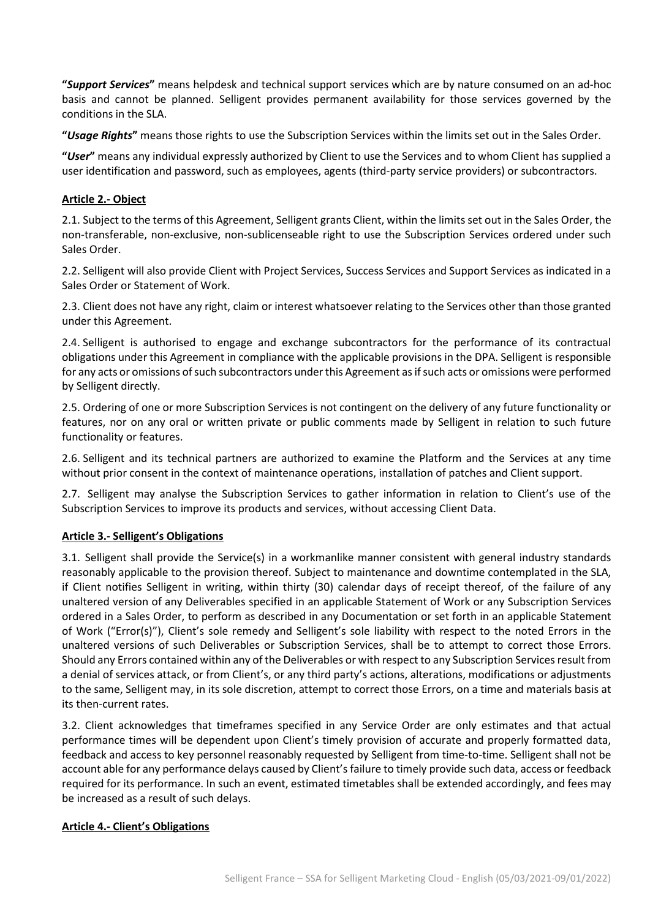**"*Support Services*"** means helpdesk and technical support services which are by nature consumed on an ad-hoc basis and cannot be planned. Selligent provides permanent availability for those services governed by the conditions in the SLA.

**"*Usage Rights*"** means those rights to use the Subscription Services within the limits set out in the Sales Order.

**"*User*"** means any individual expressly authorized by Client to use the Services and to whom Client has supplied a user identification and password, such as employees, agents (third-party service providers) or subcontractors.

**Article 2.- Object**

2.1. Subject to the terms of this Agreement, Selligent grants Client, within the limits set out in the Sales Order, the non-transferable, non-exclusive, non-sublicenseable right to use the Subscription Services ordered under such Sales Order.

2.2. Selligent will also provide Client with Project Services, Success Services and Support Services as indicated in a Sales Order or Statement of Work.

2.3. Client does not have any right, claim or interest whatsoever relating to the Services other than those granted under this Agreement.

2.4. Selligent is authorised to engage and exchange subcontractors for the performance of its contractual obligations under this Agreement in compliance with the applicable provisions in the DPA. Selligent is responsible for any acts or omissions of such subcontractors under this Agreement as if such acts or omissions were performed by Selligent directly.

2.5. Ordering of one or more Subscription Services is not contingent on the delivery of any future functionality or features, nor on any oral or written private or public comments made by Selligent in relation to such future functionality or features.

2.6. Selligent and its technical partners are authorized to examine the Platform and the Services at any time without prior consent in the context of maintenance operations, installation of patches and Client support.

2.7. Selligent may analyse the Subscription Services to gather information in relation to Client's use of the Subscription Services to improve its products and services, without accessing Client Data.

**Article 3.- Selligent's Obligations**

3.1. Selligent shall provide the Service(s) in a workmanlike manner consistent with general industry standards reasonably applicable to the provision thereof. Subject to maintenance and downtime contemplated in the SLA, if Client notifies Selligent in writing, within thirty (30) calendar days of receipt thereof, of the failure of any unaltered version of any Deliverables specified in an applicable Statement of Work or any Subscription Services ordered in a Sales Order, to perform as described in any Documentation or set forth in an applicable Statement of Work ("Error(s)"), Client's sole remedy and Selligent's sole liability with respect to the noted Errors in the unaltered versions of such Deliverables or Subscription Services, shall be to attempt to correct those Errors. Should any Errors contained within any of the Deliverables or with respect to any Subscription Services result from a denial of services attack, or from Client's, or any third party's actions, alterations, modifications or adjustments to the same, Selligent may, in its sole discretion, attempt to correct those Errors, on a time and materials basis at its then-current rates.

3.2. Client acknowledges that timeframes specified in any Service Order are only estimates and that actual performance times will be dependent upon Client's timely provision of accurate and properly formatted data, feedback and access to key personnel reasonably requested by Selligent from time-to-time. Selligent shall not be account able for any performance delays caused by Client's failure to timely provide such data, access or feedback required for its performance. In such an event, estimated timetables shall be extended accordingly, and fees may be increased as a result of such delays.

**Article 4.- Client's Obligations**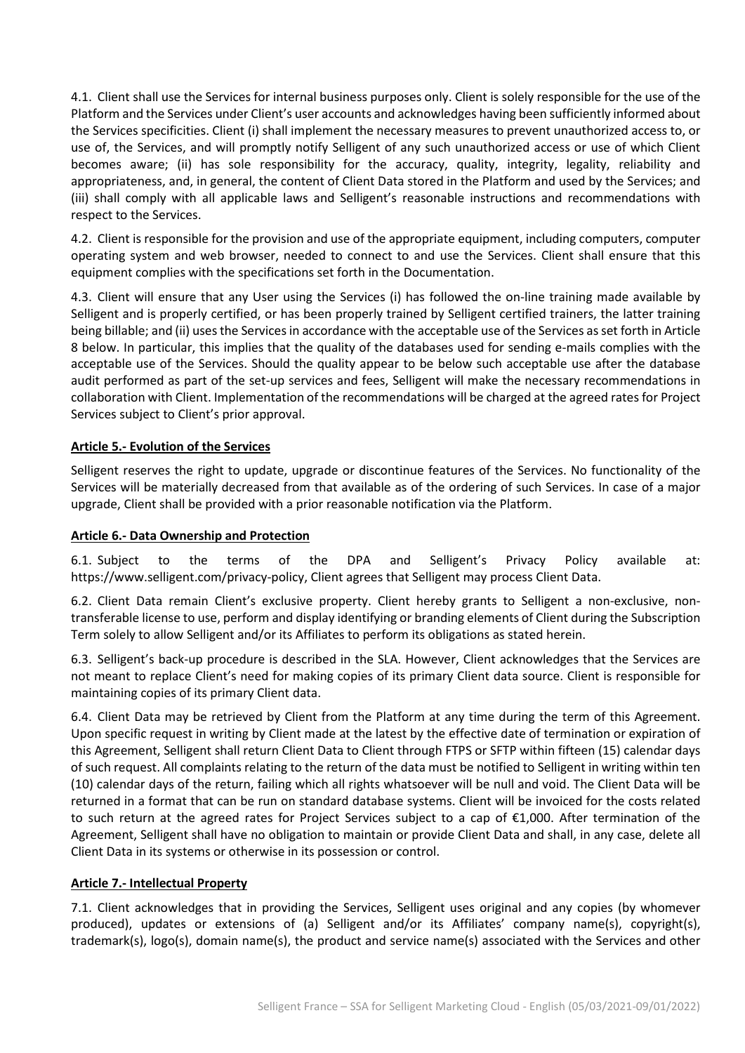4.1. Client shall use the Services for internal business purposes only. Client is solely responsible for the use of the Platform and the Services under Client's user accounts and acknowledges having been sufficiently informed about the Services specificities. Client (i) shall implement the necessary measures to prevent unauthorized access to, or use of, the Services, and will promptly notify Selligent of any such unauthorized access or use of which Client becomes aware; (ii) has sole responsibility for the accuracy, quality, integrity, legality, reliability and appropriateness, and, in general, the content of Client Data stored in the Platform and used by the Services; and (iii) shall comply with all applicable laws and Selligent's reasonable instructions and recommendations with respect to the Services.

4.2. Client is responsible for the provision and use of the appropriate equipment, including computers, computer operating system and web browser, needed to connect to and use the Services. Client shall ensure that this equipment complies with the specifications set forth in the Documentation.

4.3. Client will ensure that any User using the Services (i) has followed the on-line training made available by Selligent and is properly certified, or has been properly trained by Selligent certified trainers, the latter training being billable; and (ii) uses the Services in accordance with the acceptable use of the Services as set forth in Article 8 below. In particular, this implies that the quality of the databases used for sending e-mails complies with the acceptable use of the Services. Should the quality appear to be below such acceptable use after the database audit performed as part of the set-up services and fees, Selligent will make the necessary recommendations in collaboration with Client. Implementation of the recommendations will be charged at the agreed rates for Project Services subject to Client's prior approval.

## Article 5.- Evolution of the Services

Selligent reserves the right to update, upgrade or discontinue features of the Services. No functionality of the Services will be materially decreased from that available as of the ordering of such Services. In case of a major upgrade, Client shall be provided with a prior reasonable notification via the Platform.

## Article 6.- Data Ownership and Protection

6.1. Subject to the terms of the DPA and Selligent's Privacy Policy available at: https://www.selligent.com/privacy-policy, Client agrees that Selligent may process Client Data.

6.2. Client Data remain Client's exclusive property. Client hereby grants to Selligent a non-exclusive, non-transferable license to use, perform and display identifying or branding elements of Client during the Subscription Term solely to allow Selligent and/or its Affiliates to perform its obligations as stated herein.

6.3. Selligent's back-up procedure is described in the SLA. However, Client acknowledges that the Services are not meant to replace Client's need for making copies of its primary Client data source. Client is responsible for maintaining copies of its primary Client data.

6.4. Client Data may be retrieved by Client from the Platform at any time during the term of this Agreement. Upon specific request in writing by Client made at the latest by the effective date of termination or expiration of this Agreement, Selligent shall return Client Data to Client through FTPS or SFTP within fifteen (15) calendar days of such request. All complaints relating to the return of the data must be notified to Selligent in writing within ten (10) calendar days of the return, failing which all rights whatsoever will be null and void. The Client Data will be returned in a format that can be run on standard database systems. Client will be invoiced for the costs related to such return at the agreed rates for Project Services subject to a cap of €1,000. After termination of the Agreement, Selligent shall have no obligation to maintain or provide Client Data and shall, in any case, delete all Client Data in its systems or otherwise in its possession or control.

## Article 7.- Intellectual Property

7.1. Client acknowledges that in providing the Services, Selligent uses original and any copies (by whomever produced), updates or extensions of (a) Selligent and/or its Affiliates' company name(s), copyright(s), trademark(s), logo(s), domain name(s), the product and service name(s) associated with the Services and other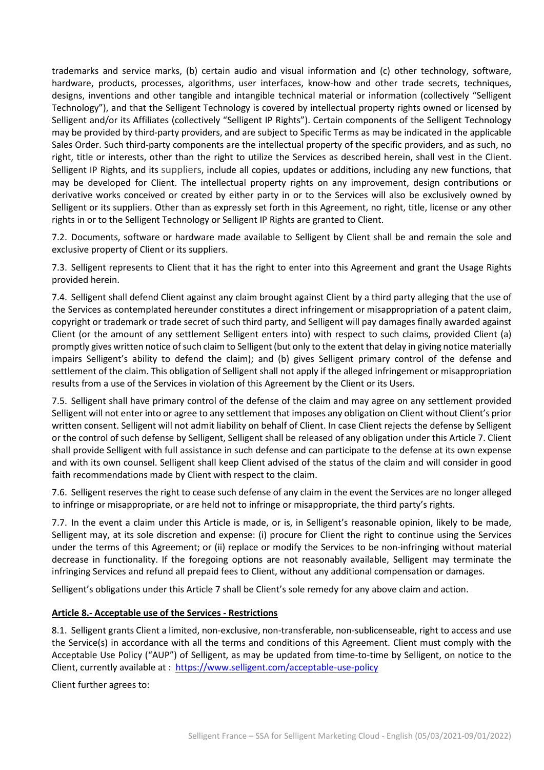trademarks and service marks, (b) certain audio and visual information and (c) other technology, software, hardware, products, processes, algorithms, user interfaces, know-how and other trade secrets, techniques, designs, inventions and other tangible and intangible technical material or information (collectively "Selligent Technology"), and that the Selligent Technology is covered by intellectual property rights owned or licensed by Selligent and/or its Affiliates (collectively "Selligent IP Rights"). Certain components of the Selligent Technology may be provided by third-party providers, and are subject to Specific Terms as may be indicated in the applicable Sales Order. Such third-party components are the intellectual property of the specific providers, and as such, no right, title or interests, other than the right to utilize the Services as described herein, shall vest in the Client. Selligent IP Rights, and its suppliers, include all copies, updates or additions, including any new functions, that may be developed for Client. The intellectual property rights on any improvement, design contributions or derivative works conceived or created by either party in or to the Services will also be exclusively owned by Selligent or its suppliers. Other than as expressly set forth in this Agreement, no right, title, license or any other rights in or to the Selligent Technology or Selligent IP Rights are granted to Client.

7.2. Documents, software or hardware made available to Selligent by Client shall be and remain the sole and exclusive property of Client or its suppliers.

7.3. Selligent represents to Client that it has the right to enter into this Agreement and grant the Usage Rights provided herein.

7.4. Selligent shall defend Client against any claim brought against Client by a third party alleging that the use of the Services as contemplated hereunder constitutes a direct infringement or misappropriation of a patent claim, copyright or trademark or trade secret of such third party, and Selligent will pay damages finally awarded against Client (or the amount of any settlement Selligent enters into) with respect to such claims, provided Client (a) promptly gives written notice of such claim to Selligent (but only to the extent that delay in giving notice materially impairs Selligent's ability to defend the claim); and (b) gives Selligent primary control of the defense and settlement of the claim. This obligation of Selligent shall not apply if the alleged infringement or misappropriation results from a use of the Services in violation of this Agreement by the Client or its Users.

7.5. Selligent shall have primary control of the defense of the claim and may agree on any settlement provided Selligent will not enter into or agree to any settlement that imposes any obligation on Client without Client's prior written consent. Selligent will not admit liability on behalf of Client. In case Client rejects the defense by Selligent or the control of such defense by Selligent, Selligent shall be released of any obligation under this Article 7. Client shall provide Selligent with full assistance in such defense and can participate to the defense at its own expense and with its own counsel. Selligent shall keep Client advised of the status of the claim and will consider in good faith recommendations made by Client with respect to the claim.

7.6. Selligent reserves the right to cease such defense of any claim in the event the Services are no longer alleged to infringe or misappropriate, or are held not to infringe or misappropriate, the third party's rights.

7.7. In the event a claim under this Article is made, or is, in Selligent's reasonable opinion, likely to be made, Selligent may, at its sole discretion and expense: (i) procure for Client the right to continue using the Services under the terms of this Agreement; or (ii) replace or modify the Services to be non-infringing without material decrease in functionality. If the foregoing options are not reasonably available, Selligent may terminate the infringing Services and refund all prepaid fees to Client, without any additional compensation or damages.

Selligent's obligations under this Article 7 shall be Client's sole remedy for any above claim and action.

**Article 8.- Acceptable use of the Services - Restrictions**

8.1. Selligent grants Client a limited, non-exclusive, non-transferable, non-sublicenseable, right to access and use the Service(s) in accordance with all the terms and conditions of this Agreement. Client must comply with the Acceptable Use Policy ("AUP") of Selligent, as may be updated from time-to-time by Selligent, on notice to the Client, currently available at : https://www.selligent.com/acceptable-use-policy

Client further agrees to: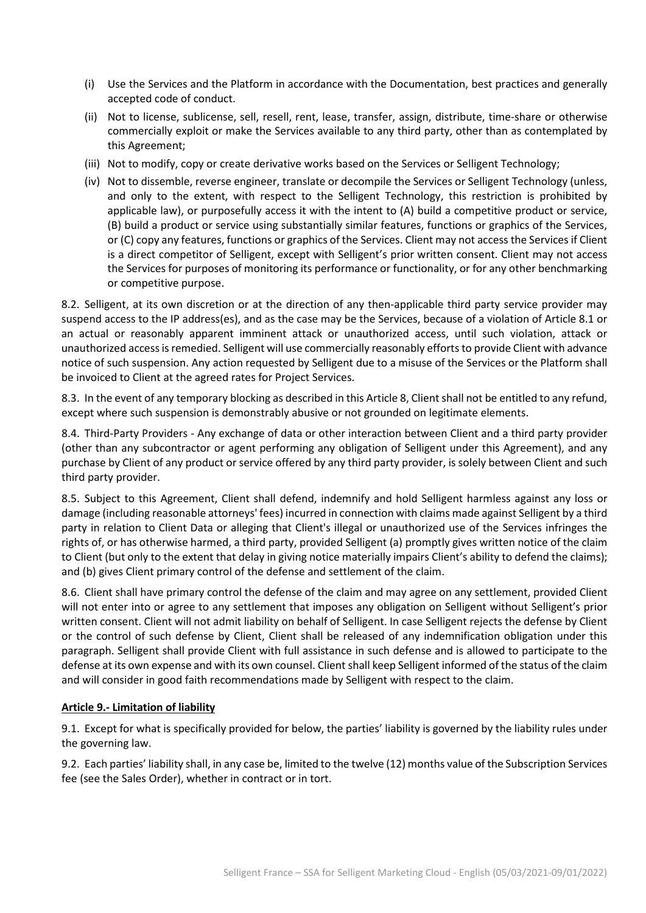(i) Use the Services and the Platform in accordance with the Documentation, best practices and generally accepted code of conduct.

(ii) Not to license, sublicense, sell, resell, rent, lease, transfer, assign, distribute, time-share or otherwise commercially exploit or make the Services available to any third party, other than as contemplated by this Agreement;

(iii) Not to modify, copy or create derivative works based on the Services or Selligent Technology;

(iv) Not to dissemble, reverse engineer, translate or decompile the Services or Selligent Technology (unless, and only to the extent, with respect to the Selligent Technology, this restriction is prohibited by applicable law), or purposefully access it with the intent to (A) build a competitive product or service, (B) build a product or service using substantially similar features, functions or graphics of the Services, or (C) copy any features, functions or graphics of the Services. Client may not access the Services if Client is a direct competitor of Selligent, except with Selligent's prior written consent. Client may not access the Services for purposes of monitoring its performance or functionality, or for any other benchmarking or competitive purpose.

8.2. Selligent, at its own discretion or at the direction of any then-applicable third party service provider may suspend access to the IP address(es), and as the case may be the Services, because of a violation of Article 8.1 or an actual or reasonably apparent imminent attack or unauthorized access, until such violation, attack or unauthorized access is remedied. Selligent will use commercially reasonably efforts to provide Client with advance notice of such suspension. Any action requested by Selligent due to a misuse of the Services or the Platform shall be invoiced to Client at the agreed rates for Project Services.

8.3. In the event of any temporary blocking as described in this Article 8, Client shall not be entitled to any refund, except where such suspension is demonstrably abusive or not grounded on legitimate elements.

8.4. Third-Party Providers - Any exchange of data or other interaction between Client and a third party provider (other than any subcontractor or agent performing any obligation of Selligent under this Agreement), and any purchase by Client of any product or service offered by any third party provider, is solely between Client and such third party provider.

8.5. Subject to this Agreement, Client shall defend, indemnify and hold Selligent harmless against any loss or damage (including reasonable attorneys' fees) incurred in connection with claims made against Selligent by a third party in relation to Client Data or alleging that Client's illegal or unauthorized use of the Services infringes the rights of, or has otherwise harmed, a third party, provided Selligent (a) promptly gives written notice of the claim to Client (but only to the extent that delay in giving notice materially impairs Client's ability to defend the claims); and (b) gives Client primary control of the defense and settlement of the claim.

8.6. Client shall have primary control the defense of the claim and may agree on any settlement, provided Client will not enter into or agree to any settlement that imposes any obligation on Selligent without Selligent's prior written consent. Client will not admit liability on behalf of Selligent. In case Selligent rejects the defense by Client or the control of such defense by Client, Client shall be released of any indemnification obligation under this paragraph. Selligent shall provide Client with full assistance in such defense and is allowed to participate to the defense at its own expense and with its own counsel. Client shall keep Selligent informed of the status of the claim and will consider in good faith recommendations made by Selligent with respect to the claim.

## Article 9.- Limitation of liability

9.1. Except for what is specifically provided for below, the parties' liability is governed by the liability rules under the governing law.

9.2. Each parties' liability shall, in any case be, limited to the twelve (12) months value of the Subscription Services fee (see the Sales Order), whether in contract or in tort.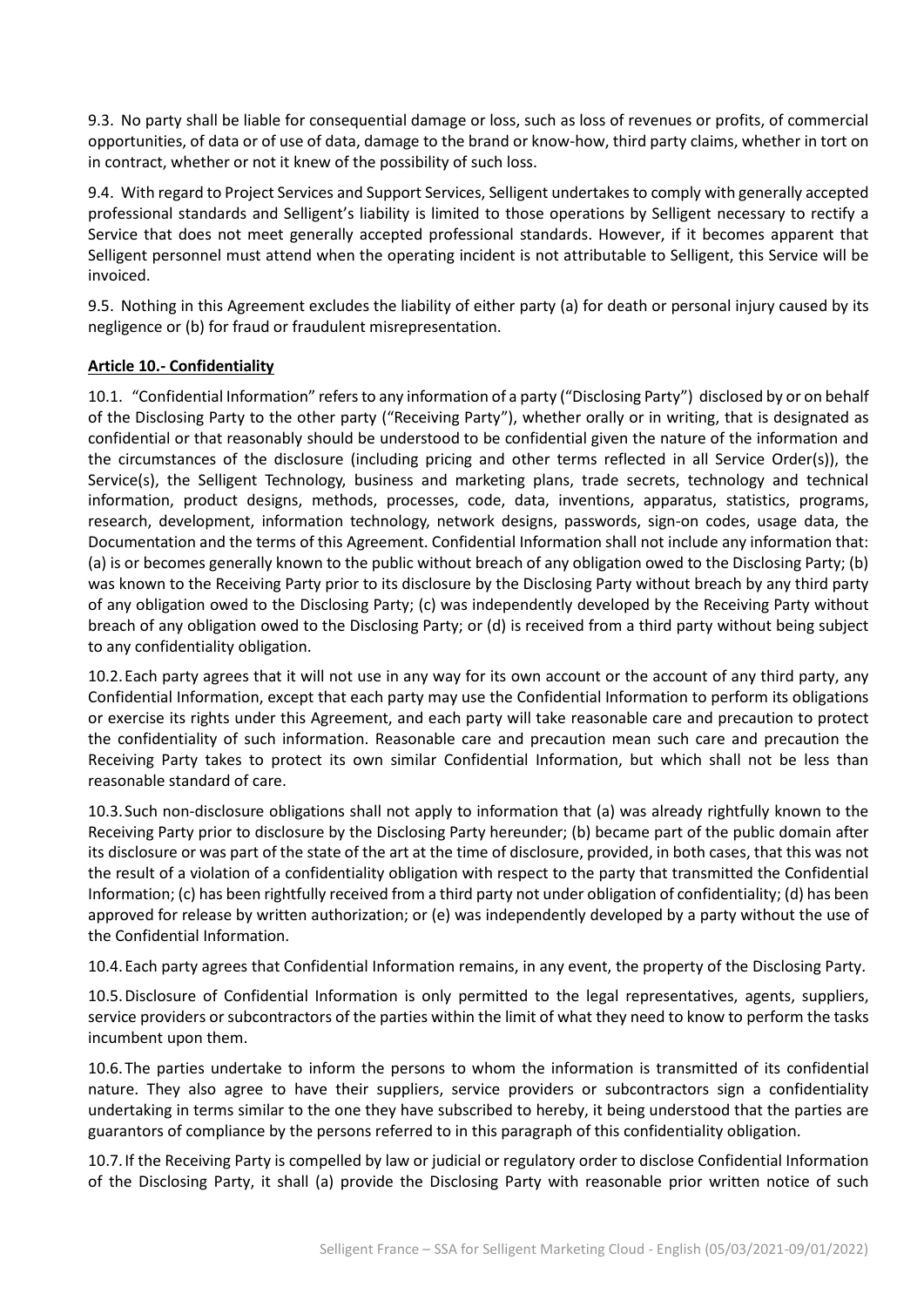9.3. No party shall be liable for consequential damage or loss, such as loss of revenues or profits, of commercial opportunities, of data or of use of data, damage to the brand or know-how, third party claims, whether in tort on in contract, whether or not it knew of the possibility of such loss.

9.4. With regard to Project Services and Support Services, Selligent undertakes to comply with generally accepted professional standards and Selligent's liability is limited to those operations by Selligent necessary to rectify a Service that does not meet generally accepted professional standards. However, if it becomes apparent that Selligent personnel must attend when the operating incident is not attributable to Selligent, this Service will be invoiced.

9.5. Nothing in this Agreement excludes the liability of either party (a) for death or personal injury caused by its negligence or (b) for fraud or fraudulent misrepresentation.

**Article 10.- Confidentiality**

10.1. "Confidential Information" refers to any information of a party ("Disclosing Party") disclosed by or on behalf of the Disclosing Party to the other party ("Receiving Party"), whether orally or in writing, that is designated as confidential or that reasonably should be understood to be confidential given the nature of the information and the circumstances of the disclosure (including pricing and other terms reflected in all Service Order(s)), the Service(s), the Selligent Technology, business and marketing plans, trade secrets, technology and technical information, product designs, methods, processes, code, data, inventions, apparatus, statistics, programs, research, development, information technology, network designs, passwords, sign-on codes, usage data, the Documentation and the terms of this Agreement. Confidential Information shall not include any information that: (a) is or becomes generally known to the public without breach of any obligation owed to the Disclosing Party; (b) was known to the Receiving Party prior to its disclosure by the Disclosing Party without breach by any third party of any obligation owed to the Disclosing Party; (c) was independently developed by the Receiving Party without breach of any obligation owed to the Disclosing Party; or (d) is received from a third party without being subject to any confidentiality obligation.

10.2. Each party agrees that it will not use in any way for its own account or the account of any third party, any Confidential Information, except that each party may use the Confidential Information to perform its obligations or exercise its rights under this Agreement, and each party will take reasonable care and precaution to protect the confidentiality of such information. Reasonable care and precaution mean such care and precaution the Receiving Party takes to protect its own similar Confidential Information, but which shall not be less than reasonable standard of care.

10.3. Such non-disclosure obligations shall not apply to information that (a) was already rightfully known to the Receiving Party prior to disclosure by the Disclosing Party hereunder; (b) became part of the public domain after its disclosure or was part of the state of the art at the time of disclosure, provided, in both cases, that this was not the result of a violation of a confidentiality obligation with respect to the party that transmitted the Confidential Information; (c) has been rightfully received from a third party not under obligation of confidentiality; (d) has been approved for release by written authorization; or (e) was independently developed by a party without the use of the Confidential Information.

10.4. Each party agrees that Confidential Information remains, in any event, the property of the Disclosing Party.

10.5. Disclosure of Confidential Information is only permitted to the legal representatives, agents, suppliers, service providers or subcontractors of the parties within the limit of what they need to know to perform the tasks incumbent upon them.

10.6. The parties undertake to inform the persons to whom the information is transmitted of its confidential nature. They also agree to have their suppliers, service providers or subcontractors sign a confidentiality undertaking in terms similar to the one they have subscribed to hereby, it being understood that the parties are guarantors of compliance by the persons referred to in this paragraph of this confidentiality obligation.

10.7. If the Receiving Party is compelled by law or judicial or regulatory order to disclose Confidential Information of the Disclosing Party, it shall (a) provide the Disclosing Party with reasonable prior written notice of such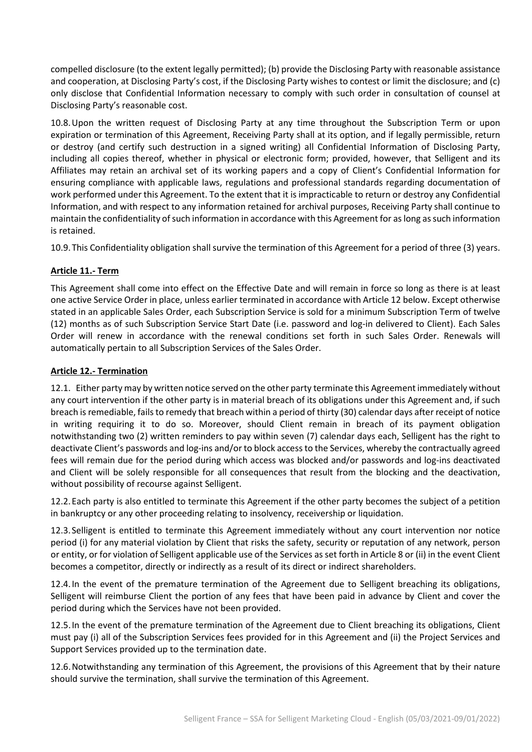compelled disclosure (to the extent legally permitted); (b) provide the Disclosing Party with reasonable assistance and cooperation, at Disclosing Party's cost, if the Disclosing Party wishes to contest or limit the disclosure; and (c) only disclose that Confidential Information necessary to comply with such order in consultation of counsel at Disclosing Party's reasonable cost.

10.8. Upon the written request of Disclosing Party at any time throughout the Subscription Term or upon expiration or termination of this Agreement, Receiving Party shall at its option, and if legally permissible, return or destroy (and certify such destruction in a signed writing) all Confidential Information of Disclosing Party, including all copies thereof, whether in physical or electronic form; provided, however, that Selligent and its Affiliates may retain an archival set of its working papers and a copy of Client's Confidential Information for ensuring compliance with applicable laws, regulations and professional standards regarding documentation of work performed under this Agreement. To the extent that it is impracticable to return or destroy any Confidential Information, and with respect to any information retained for archival purposes, Receiving Party shall continue to maintain the confidentiality of such information in accordance with this Agreement for as long as such information is retained.

10.9. This Confidentiality obligation shall survive the termination of this Agreement for a period of three (3) years.

## Article 11.- Term

This Agreement shall come into effect on the Effective Date and will remain in force so long as there is at least one active Service Order in place, unless earlier terminated in accordance with Article 12 below. Except otherwise stated in an applicable Sales Order, each Subscription Service is sold for a minimum Subscription Term of twelve (12) months as of such Subscription Service Start Date (i.e. password and log-in delivered to Client). Each Sales Order will renew in accordance with the renewal conditions set forth in such Sales Order. Renewals will automatically pertain to all Subscription Services of the Sales Order.

## Article 12.- Termination

12.1. Either party may by written notice served on the other party terminate this Agreement immediately without any court intervention if the other party is in material breach of its obligations under this Agreement and, if such breach is remediable, fails to remedy that breach within a period of thirty (30) calendar days after receipt of notice in writing requiring it to do so. Moreover, should Client remain in breach of its payment obligation notwithstanding two (2) written reminders to pay within seven (7) calendar days each, Selligent has the right to deactivate Client's passwords and log-ins and/or to block access to the Services, whereby the contractually agreed fees will remain due for the period during which access was blocked and/or passwords and log-ins deactivated and Client will be solely responsible for all consequences that result from the blocking and the deactivation, without possibility of recourse against Selligent.

12.2. Each party is also entitled to terminate this Agreement if the other party becomes the subject of a petition in bankruptcy or any other proceeding relating to insolvency, receivership or liquidation.

12.3. Selligent is entitled to terminate this Agreement immediately without any court intervention nor notice period (i) for any material violation by Client that risks the safety, security or reputation of any network, person or entity, or for violation of Selligent applicable use of the Services as set forth in Article 8 or (ii) in the event Client becomes a competitor, directly or indirectly as a result of its direct or indirect shareholders.

12.4. In the event of the premature termination of the Agreement due to Selligent breaching its obligations, Selligent will reimburse Client the portion of any fees that have been paid in advance by Client and cover the period during which the Services have not been provided.

12.5. In the event of the premature termination of the Agreement due to Client breaching its obligations, Client must pay (i) all of the Subscription Services fees provided for in this Agreement and (ii) the Project Services and Support Services provided up to the termination date.

12.6. Notwithstanding any termination of this Agreement, the provisions of this Agreement that by their nature should survive the termination, shall survive the termination of this Agreement.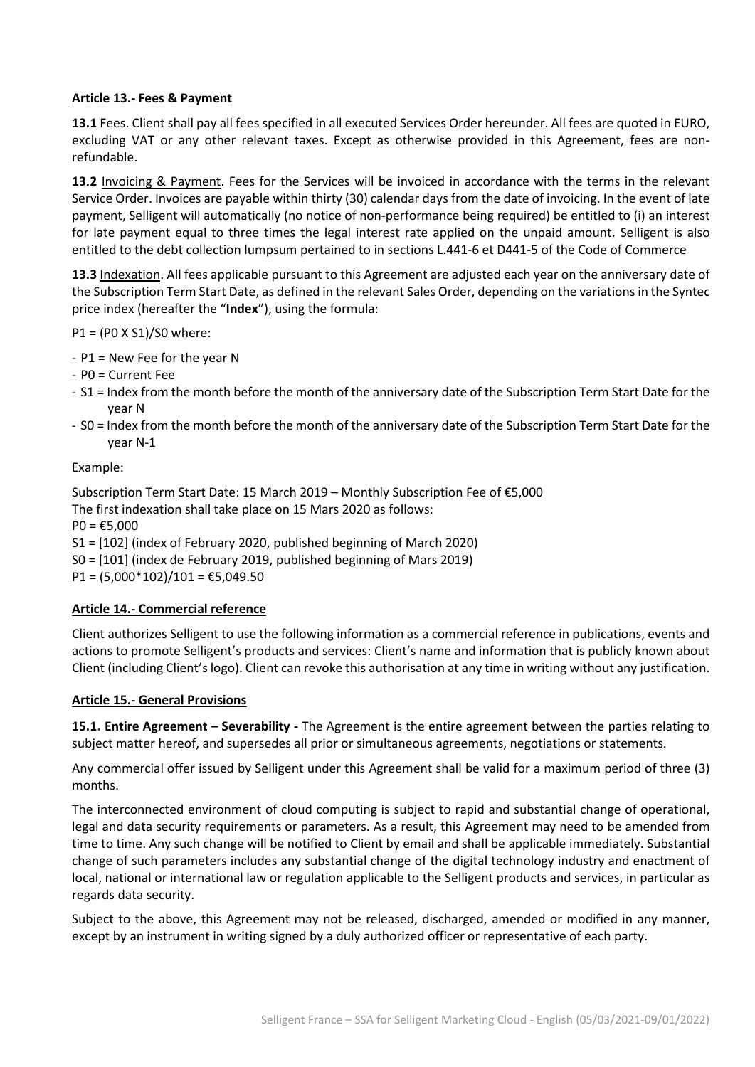**Article 13.- Fees & Payment**

**13.1** Fees. Client shall pay all fees specified in all executed Services Order hereunder. All fees are quoted in EURO, excluding VAT or any other relevant taxes. Except as otherwise provided in this Agreement, fees are non-refundable.

**13.2** Invoicing & Payment. Fees for the Services will be invoiced in accordance with the terms in the relevant Service Order. Invoices are payable within thirty (30) calendar days from the date of invoicing. In the event of late payment, Selligent will automatically (no notice of non-performance being required) be entitled to (i) an interest for late payment equal to three times the legal interest rate applied on the unpaid amount. Selligent is also entitled to the debt collection lumpsum pertained to in sections L.441-6 et D441-5 of the Code of Commerce

**13.3** Indexation. All fees applicable pursuant to this Agreement are adjusted each year on the anniversary date of the Subscription Term Start Date, as defined in the relevant Sales Order, depending on the variations in the Syntec price index (hereafter the "**Index**"), using the formula:

P1 = (P0 X S1)/S0 where:

- P1 = New Fee for the year N
- P0 = Current Fee
- S1 = Index from the month before the month of the anniversary date of the Subscription Term Start Date for the year N
- S0 = Index from the month before the month of the anniversary date of the Subscription Term Start Date for the year N-1

Example:

Subscription Term Start Date: 15 March 2019 – Monthly Subscription Fee of €5,000
The first indexation shall take place on 15 Mars 2020 as follows:
P0 = €5,000
S1 = [102] (index of February 2020, published beginning of March 2020)
S0 = [101] (index de February 2019, published beginning of Mars 2019)
P1 = (5,000*102)/101 = €5,049.50

**Article 14.- Commercial reference**

Client authorizes Selligent to use the following information as a commercial reference in publications, events and actions to promote Selligent's products and services: Client's name and information that is publicly known about Client (including Client's logo). Client can revoke this authorisation at any time in writing without any justification.

**Article 15.- General Provisions**

**15.1. Entire Agreement – Severability -** The Agreement is the entire agreement between the parties relating to subject matter hereof, and supersedes all prior or simultaneous agreements, negotiations or statements.

Any commercial offer issued by Selligent under this Agreement shall be valid for a maximum period of three (3) months.

The interconnected environment of cloud computing is subject to rapid and substantial change of operational, legal and data security requirements or parameters. As a result, this Agreement may need to be amended from time to time. Any such change will be notified to Client by email and shall be applicable immediately. Substantial change of such parameters includes any substantial change of the digital technology industry and enactment of local, national or international law or regulation applicable to the Selligent products and services, in particular as regards data security.

Subject to the above, this Agreement may not be released, discharged, amended or modified in any manner, except by an instrument in writing signed by a duly authorized officer or representative of each party.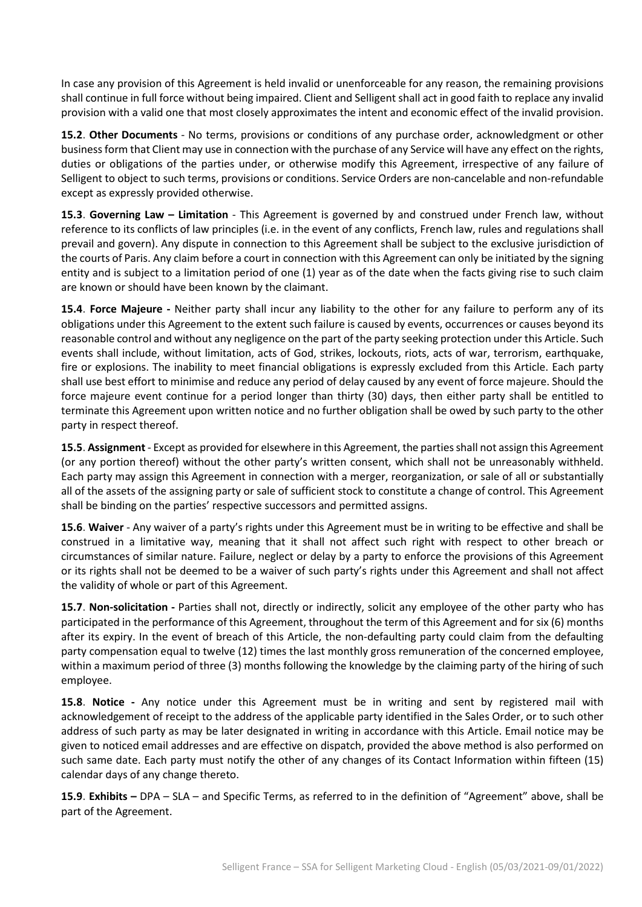In case any provision of this Agreement is held invalid or unenforceable for any reason, the remaining provisions shall continue in full force without being impaired. Client and Selligent shall act in good faith to replace any invalid provision with a valid one that most closely approximates the intent and economic effect of the invalid provision.

**15.2**. **Other Documents** - No terms, provisions or conditions of any purchase order, acknowledgment or other business form that Client may use in connection with the purchase of any Service will have any effect on the rights, duties or obligations of the parties under, or otherwise modify this Agreement, irrespective of any failure of Selligent to object to such terms, provisions or conditions. Service Orders are non-cancelable and non-refundable except as expressly provided otherwise.

**15.3**. **Governing Law – Limitation** - This Agreement is governed by and construed under French law, without reference to its conflicts of law principles (i.e. in the event of any conflicts, French law, rules and regulations shall prevail and govern). Any dispute in connection to this Agreement shall be subject to the exclusive jurisdiction of the courts of Paris. Any claim before a court in connection with this Agreement can only be initiated by the signing entity and is subject to a limitation period of one (1) year as of the date when the facts giving rise to such claim are known or should have been known by the claimant.

**15.4**. **Force Majeure -** Neither party shall incur any liability to the other for any failure to perform any of its obligations under this Agreement to the extent such failure is caused by events, occurrences or causes beyond its reasonable control and without any negligence on the part of the party seeking protection under this Article. Such events shall include, without limitation, acts of God, strikes, lockouts, riots, acts of war, terrorism, earthquake, fire or explosions. The inability to meet financial obligations is expressly excluded from this Article. Each party shall use best effort to minimise and reduce any period of delay caused by any event of force majeure. Should the force majeure event continue for a period longer than thirty (30) days, then either party shall be entitled to terminate this Agreement upon written notice and no further obligation shall be owed by such party to the other party in respect thereof.

**15.5**. **Assignment** - Except as provided for elsewhere in this Agreement, the parties shall not assign this Agreement (or any portion thereof) without the other party's written consent, which shall not be unreasonably withheld. Each party may assign this Agreement in connection with a merger, reorganization, or sale of all or substantially all of the assets of the assigning party or sale of sufficient stock to constitute a change of control. This Agreement shall be binding on the parties' respective successors and permitted assigns.

**15.6**. **Waiver** - Any waiver of a party's rights under this Agreement must be in writing to be effective and shall be construed in a limitative way, meaning that it shall not affect such right with respect to other breach or circumstances of similar nature. Failure, neglect or delay by a party to enforce the provisions of this Agreement or its rights shall not be deemed to be a waiver of such party's rights under this Agreement and shall not affect the validity of whole or part of this Agreement.

**15.7**. **Non-solicitation -** Parties shall not, directly or indirectly, solicit any employee of the other party who has participated in the performance of this Agreement, throughout the term of this Agreement and for six (6) months after its expiry. In the event of breach of this Article, the non-defaulting party could claim from the defaulting party compensation equal to twelve (12) times the last monthly gross remuneration of the concerned employee, within a maximum period of three (3) months following the knowledge by the claiming party of the hiring of such employee.

**15.8**. **Notice -** Any notice under this Agreement must be in writing and sent by registered mail with acknowledgement of receipt to the address of the applicable party identified in the Sales Order, or to such other address of such party as may be later designated in writing in accordance with this Article. Email notice may be given to noticed email addresses and are effective on dispatch, provided the above method is also performed on such same date. Each party must notify the other of any changes of its Contact Information within fifteen (15) calendar days of any change thereto.

**15.9**. **Exhibits –** DPA – SLA – and Specific Terms, as referred to in the definition of "Agreement" above, shall be part of the Agreement.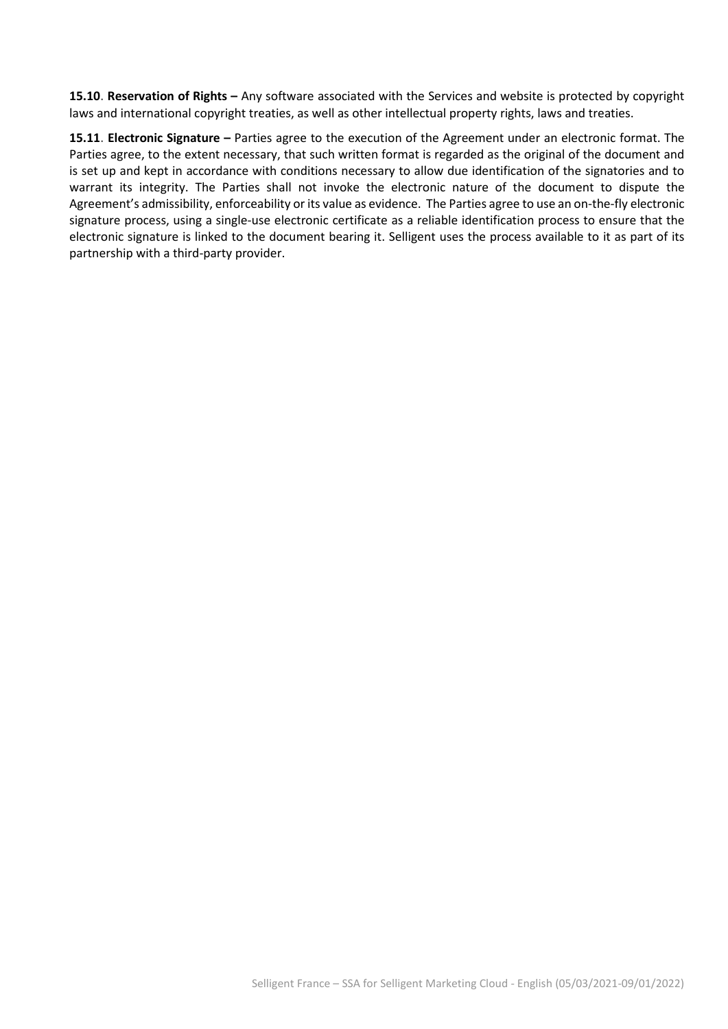**15.10**. **Reservation of Rights –** Any software associated with the Services and website is protected by copyright laws and international copyright treaties, as well as other intellectual property rights, laws and treaties.

**15.11**. **Electronic Signature –** Parties agree to the execution of the Agreement under an electronic format. The Parties agree, to the extent necessary, that such written format is regarded as the original of the document and is set up and kept in accordance with conditions necessary to allow due identification of the signatories and to warrant its integrity. The Parties shall not invoke the electronic nature of the document to dispute the Agreement's admissibility, enforceability or its value as evidence. The Parties agree to use an on-the-fly electronic signature process, using a single-use electronic certificate as a reliable identification process to ensure that the electronic signature is linked to the document bearing it. Selligent uses the process available to it as part of its partnership with a third-party provider.